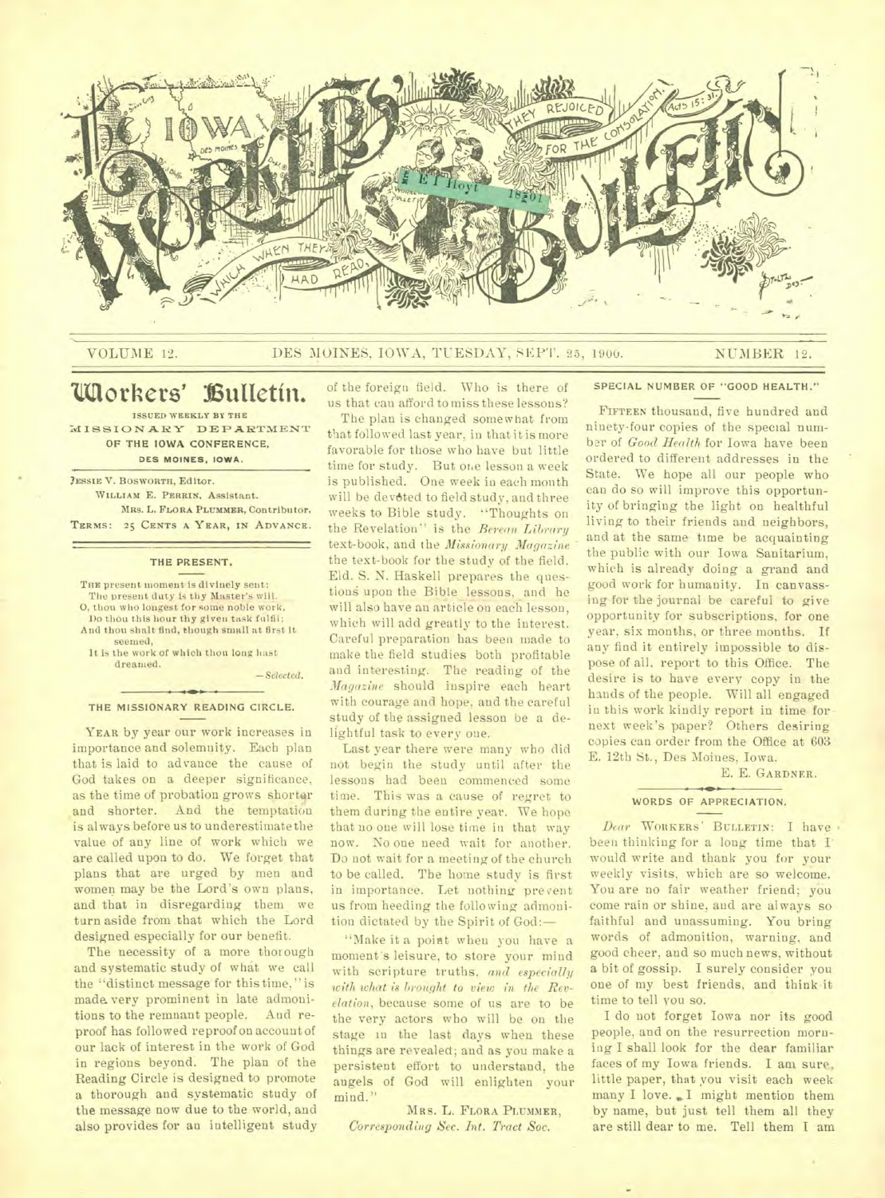VOLUME 12. DES MOINES, IOWA, TUESDAY, SEPT. 25, 1906. NUMBER 12.

# Workers' Bulletin.

ISSUED WEEKLY BY THE
MISSIONARY DEPARTMENT
OF THE IOWA CONFERENCE,
DES MOINES, IOWA.

JESSIE V. BOSWORTH, Editor.
WILLIAM E. PERRIN, Assistant.
MRS. L. FLORA PLUMMER, Contributor.
TERMS: 25 CENTS A YEAR, IN ADVANCE.

## THE PRESENT.

THE present moment is divinely sent;
The present duty is thy Master's will.
O, thou who longest for some noble work,
Do thou this hour thy given task fulfil;
And thou shalt find, though small at first it seemed,
It is the work of which thou long hast dreamed.

—*Selected.*

## THE MISSIONARY READING CIRCLE.

YEAR by year our work increases in importance and solemnity. Each plan that is laid to advance the cause of God takes on a deeper significance, as the time of probation grows shorter and shorter. And the temptation is always before us to underestimate the value of any line of work which we are called upon to do. We forget that plans that are urged by men and women may be the Lord's own plans, and that in disregarding them we turn aside from that which the Lord designed especially for our benefit.

The necessity of a more thorough and systematic study of what we call the "distinct message for this time," is made very prominent in late admonitions to the remnant people. And reproof has followed reproof on account of our lack of interest in the work of God in regions beyond. The plan of the Reading Circle is designed to promote a thorough and systematic study of the message now due to the world, and also provides for an intelligent study of the foreign field. Who is there of us that can afford to miss these lessons?

The plan is changed somewhat from that followed last year, in that it is more favorable for those who have but little time for study. But one lesson a week is published. One week in each month will be devoted to field study, and three weeks to Bible study. "Thoughts on the Revelation" is the *Berean Library* text-book, and the *Missionary Magazine* the text-book for the study of the field. Eld. S. N. Haskell prepares the questions upon the Bible lessons, and he will also have an article on each lesson, which will add greatly to the interest. Careful preparation has been made to make the field studies both profitable and interesting. The reading of the *Magazine* should inspire each heart with courage and hope, and the careful study of the assigned lesson be a delightful task to every one.

Last year there were many who did not begin the study until after the lessons had been commenced some time. This was a cause of regret to them during the entire year. We hope that no one will lose time in that way now. No one need wait for another. Do not wait for a meeting of the church to be called. The home study is first in importance. Let nothing prevent us from heeding the following admonition dictated by the Spirit of God:—

"Make it a point when you have a moment's leisure, to store your mind with scripture truths, *and especially with what is brought to view in the Revelation*, because some of us are to be the very actors who will be on the stage in the last days when these things are revealed; and as you make a persistent effort to understand, the angels of God will enlighten your mind."

MRS. L. FLORA PLUMMER,
*Corresponding Sec. Int. Tract Soc.*

## SPECIAL NUMBER OF "GOOD HEALTH."

FIFTEEN thousand, five hundred and ninety-four copies of the special number of *Good Health* for Iowa have been ordered to different addresses in the State. We hope all our people who can do so will improve this opportunity of bringing the light on healthful living to their friends and neighbors, and at the same time be acquainting the public with our Iowa Sanitarium, which is already doing a grand and good work for humanity. In canvassing for the journal be careful to give opportunity for subscriptions, for one year, six months, or three months. If any find it entirely impossible to dispose of all, report to this Office. The desire is to have every copy in the hands of the people. Will all engaged in this work kindly report in time for next week's paper? Others desiring copies can order from the Office at 603 E. 12th St., Des Moines, Iowa.

E. E. GARDNER.

## WORDS OF APPRECIATION.

*Dear* WORKERS' BULLETIN: I have been thinking for a long time that I would write and thank you for your weekly visits, which are so welcome. You are no fair weather friend; you come rain or shine, and are always so faithful and unassuming. You bring words of admonition, warning, and good cheer, and so much news, without a bit of gossip. I surely consider you one of my best friends, and think it time to tell you so.

I do not forget Iowa nor its good people, and on the resurrection morning I shall look for the dear familiar faces of my Iowa friends. I am sure, little paper, that you visit each week many I love. I might mention them by name, but just tell them all they are still dear to me. Tell them I am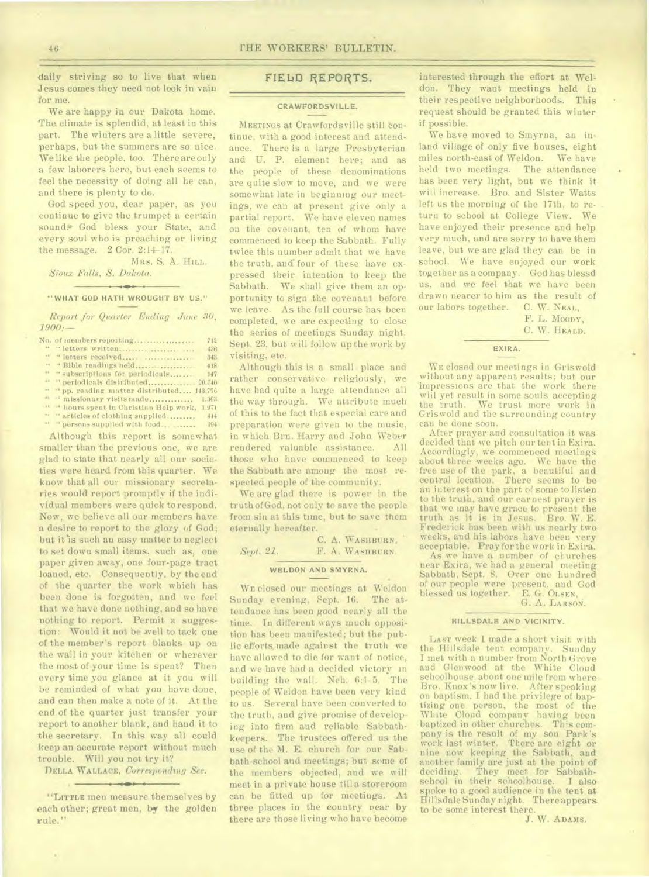daily striving so to live that when Jesus comes they need not look in vain for me.

We are happy in our Dakota home. The climate is splendid, at least in this part. The winters are a little severe, perhaps, but the summers are so nice. We like the people, too. There are only a few laborers here, but each seems to feel the necessity of doing all he can, and there is plenty to do.

God speed you, dear paper, as you continue to give the trumpet a certain sound. God bless your State, and every soul who is preaching or living the message. 2 Cor. 2:14-17.

MRS. S. A. HILL.

*Sioux Falls, S. Dakota.*

### "WHAT GOD HATH WROUGHT BY US."

*Report for Quarter Ending June 30, 1900:—*

| | |
|---|---|
| No. of members reporting | 712 |
| " " letters written | 436 |
| " " letters received | 343 |
| " " Bible readings held | 418 |
| " " subscriptions for periodicals | 147 |
| " " periodicals distributed | 20,740 |
| " " pp. reading matter distributed | 143,776 |
| " " missionary visits made | 1,303 |
| " " hours spent in Christian Help work | 1,971 |
| " " articles of clothing supplied | 414 |
| " " persons supplied with food | 394 |

Although this report is somewhat smaller than the previous one, we are glad to state that nearly all our societies were heard from this quarter. We know that all our missionary secretaries would report promptly if the individual members were quick to respond. Now, we believe all our members have a desire to report to the glory of God; but it is such an easy matter to neglect to set down small items, such as, one paper given away, one four-page tract loaned, etc. Consequently, by the end of the quarter the work which has been done is forgotten, and we feel that we have done nothing, and so have nothing to report. Permit a suggestion: Would it not be well to tack one of the member's report blanks up on the wall in your kitchen or wherever the most of your time is spent? Then every time you glance at it you will be reminded of what you have done, and can then make a note of it. At the end of the quarter just transfer your report to another blank, and hand it to the secretary. In this way all could keep an accurate report without much trouble. Will you not try it?

DELLA WALLACE, *Corresponding Sec.*

"LITTLE men measure themselves by each other; great men, by the golden rule."

## FIELD REPORTS.

### CRAWFORDSVILLE.

MEETINGS at Crawfordsville still continue, with a good interest and attendance. There is a large Presbyterian and U. P. element here; and as the people of these denominations are quite slow to move, and we were somewhat late in beginning our meetings, we can at present give only a partial report. We have eleven names on the covenant, ten of whom have commenced to keep the Sabbath. Fully twice this number admit that we have the truth, and four of these have expressed their intention to keep the Sabbath. We shall give them an opportunity to sign the covenant before we leave. As the full course has been completed, we are expecting to close the series of meetings Sunday night, Sept. 23, but will follow up the work by visiting, etc.

Although this is a small place and rather conservative religiously, we have had quite a large attendance all the way through. We attribute much of this to the fact that especial care and preparation were given to the music, in which Brn. Harry and John Weber rendered valuable assistance. All those who have commenced to keep the Sabbath are among the most respected people of the community.

We are glad there is power in the truth of God, not only to save the people from sin at this time, but to save them eternally hereafter.

C. A. WASHBURN,
*Sept. 21.* F. A. WASHBURN.

### WELDON AND SMYRNA.

WE closed our meetings at Weldon Sunday evening, Sept. 16. The attendance has been good nearly all the time. In different ways much opposition has been manifested; but the public efforts made against the truth we have allowed to die for want of notice, and we have had a decided victory in building the wall. Neh. 6:1-5. The people of Weldon have been very kind to us. Several have been converted to the truth, and give promise of developing into firm and reliable Sabbath-keepers. The trustees offered us the use of the M. E. church for our Sabbath-school and meetings; but some of the members objected, and we will meet in a private house till a storeroom can be fitted up for meetings. At three places in the country near by there are those living who have become interested through the effort at Weldon. They want meetings held in their respective neighborhoods. This request should be granted this winter if possible.

We have moved to Smyrna, an inland village of only five houses, eight miles north-east of Weldon. We have held two meetings. The attendance has been very light, but we think it will increase. Bro. and Sister Watts left us the morning of the 17th, to return to school at College View. We have enjoyed their presence and help very much, and are sorry to have them leave, but we are glad they can be in school. We have enjoyed our work together as a company. God has blessd us, and we feel that we have been drawn nearer to him as the result of our labors together. C. W. NEAL,
F. L. MOODY,
C. W. HEALD.

### EXIRA.

WE closed our meetings in Griswold without any apparent results; but our impressions are that the work there will yet result in some souls accepting the truth. We trust more work in Griswold and the surrounding country can be done soon.

After prayer and consultation it was decided that we pitch our tent in Exira. Accordingly, we commenced meetings about three weeks ago. We have the free use of the park, a beautiful and central location. There seems to be an interest on the part of some to listen to the truth, and our earnest prayer is that we may have grace to present the truth as it is in Jesus. Bro. W. E. Frederick has been with us nearly two weeks, and his labors have been very acceptable. Pray for the work in Exira.

As we have a number of churches near Exira, we had a general meeting Sabbath, Sept. 8. Over one hundred of our people were present, and God blessed us together. E. G. OLSEN,
G. A. LARSON.

### HILLSDALE AND VICINITY.

LAST week I made a short visit with the Hillsdale tent company. Sunday I met with a number from North Grove and Glenwood at the White Cloud schoolhouse, about one mile from where Bro. Knox's now live. After speaking on baptism, I had the privilege of baptizing one person, the most of the White Cloud company having been baptized in other churches. This company is the result of my son Park's work last winter. There are eight or nine now keeping the Sabbath, and another family are just at the point of deciding. They meet for Sabbath-school in their schoolhouse. I also spoke to a good audience in the tent at Hillsdale Sunday night. There appears to be some interest there.

J. W. ADAMS.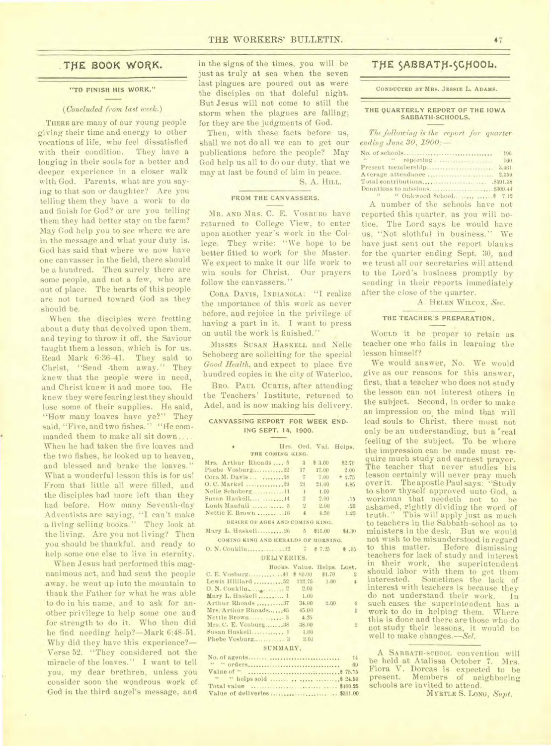## THE BOOK WORK.

### "TO FINISH HIS WORK."

*(Concluded from last week.)*

THERE are many of our young people giving their time and energy to other vocations of life, who feel dissatisfied with their condition. They have a longing in their souls for a better and deeper experience in a closer walk with God. Parents, what are you saying to that son or daughter? Are you telling them they have a work to do and finish for God? or are you telling them they had better stay on the farm? May God help you to see where we are in the message and what your duty is. God has said that where we now have one canvasser in the field, there should be a hundred. Then surely there are some people, and not a few, who are out of place. The hearts of this people are not turned toward God as they should be.

When the disciples were fretting about a duty that devolved upon them, and trying to throw it off, the Saviour taught them a lesson, which is for us. Read Mark 6:36-41. They said to Christ, "Send them away." They knew that the people were in need, and Christ knew it and more too. He knew they were fearing lest they should lose some of their supplies. He said, "How many loaves have ye?" They said, "Five, and two fishes." "He commanded them to make all sit down.... When he had taken the five loaves and the two fishes, he looked up to heaven, and blessed and brake the loaves." What a wonderful lesson this is for us! From that little all were filled, and the disciples had more left than they had before. How many Seventh-day Adventists are saying, "I can't make a living selling books." They look at the living. Are you not living? Then you should be thankful, and ready to help some one else to live in eternity.

When Jesus had performed this magnanimous act, and had sent the people away, he went up into the mountain to thank the Father for what he was able to do in his name, and to ask for another privilege to help some one and for strength to do it. Who then did he find needing help?—Mark 6:48-51. Why did they have this experience?—Verse 52. "They considered not the miracle of the loaves." I want to tell you, my dear brethren, unless you consider soon the wondrous work of God in the third angel's message, and in the signs of the times, you will be just as truly at sea when the seven last plagues are poured out as were the disciples on that doleful night. But Jesus will not come to still the storm when the plagues are falling; for they are the judgments of God.

Then, with these facts before us, shall we not do all we can to get our publications before the people? May God help us all to do our duty, that we may at last be found of him in peace.

S. A. HILL.

### FROM THE CANVASSERS.

MR. AND MRS. C. E. VOSBURG have returned to College View, to enter upon another year's work in the College. They write: "We hope to be better fitted to work for the Master. We expect to make it our life work to win souls for Christ. Our prayers follow the canvassers."

CORA DAVIS, INDIANOLA: "I realize the importance of this work as never before, and rejoice in the privilege of having a part in it. I want to press on until the work is finished."

MISSES SUSAN HASKELL and Nelle Schoberg are soliciting for the special *Good Health*, and expect to place five hundred copies in the city of Waterloo.

BRO. PAUL CURTIS, after attending the Teachers' Institute, returned to Adel, and is now making his delivery.

### CANVASSING REPORT FOR WEEK ENDING SEPT. 14, 1900.

| | Hrs. | Ord. | Val. | Helps. |
|---|---|---|---|---|
| THE COMING KING. | | | | |
| Mrs. Arthur Rhoads | 5 | 3 | $ 3.00 | $2.70 |
| Phebe Vosburg | 22 | 17 | 17.00 | 2.00 |
| Cora M. Davis | 18 | 7 | 7.00 | 2.75 |
| O. C. Markel | 29 | 21 | 21.00 | 4.85 |
| Nelle Schoberg | 11 | 1 | 1.00 | |
| Susan Haskell | 14 | 2 | 2.00 | .75 |
| Louis Manfull | 5 | 2 | 2.00 | .25 |
| Nettie E. Brown | 16 | 4 | 4.50 | 1.25 |
| DESIRE OF AGES AND COMING KING. | | | | |
| Mary L. Haskell | 20 | 5 | $11.00 | $4.30 |
| COMING KING AND HERALDS OF MORNING. | | | | |
| O. N. Conklin | 12 | 7 | $ 7.25 | $ .95 |

DELIVERIES.

| | Books. | Value. | Helps. | Lost. |
|---|---|---|---|---|
| C. E. Vosburg | 40 | $ 80.00 | $1.70 | 2 |
| Lewis Hilliard | 52 | 122.75 | 1.00 | 4 |
| O. N. Conklin | 2 | 2.00 | | |
| Mary L. Haskell | 1 | 1.00 | | |
| Arthur Rhoads | 37 | 34.00 | 2.00 | 4 |
| Mrs. Arthur Rhoads | 43 | 45.00 | | 1 |
| Nettie Brown | 3 | 4.25 | | |
| Mrs. C. E. Vosburg | 38 | 38.00 | | 2 |
| Susan Haskell | 1 | 1.00 | | |
| Phebe Vosburg | 3 | 3.00 | | |

SUMMARY.

| | |
|---|---|
| No. of agents | 14 |
| " " orders | 69 |
| Value of " | $ 75.75 |
| " " helps sold | $ 24.50 |
| Total value | $100.25 |
| Value of deliveries | $311.00 |

## THE SABBATH-SCHOOL.

CONDUCTED BY MRS. JESSIE L. ADAMS.

### THE QUARTERLY REPORT OF THE IOWA SABBATH-SCHOOLS.

*The following is the report for quarter ending June 30, 1900:—*

| | |
|---|---|
| No. of schools | 190 |
| " " reporting | 160 |
| Present membership | 3,461 |
| Average attendance | 2,359 |
| Total contributions | $591.38 |
| Donations to missions | $309.44 |
| " Oakwood School | $ 7.12 |

A number of the schools have not reported this quarter, as you will notice. The Lord says he would have us, "Not slothful in business." We have just sent out the report blanks for the quarter ending Sept. 30, and we trust all our secretaries will attend to the Lord's business promptly by sending in their reports immediately after the close of the quarter.

A. HELEN WILCOX, *Sec.*

### THE TEACHER'S PREPARATION.

WOULD it be proper to retain as teacher one who fails in learning the lesson himself?

We would answer, No. We would give as our reasons for this answer, first, that a teacher who does not study the lesson can not interest others in the subject. Second, in order to make an impression on the mind that will lead souls to Christ, there must not only be an understanding, but a real feeling of the subject. To be where the impression can be made must require much study and earnest prayer. The teacher that never studies his lesson certainly will never pray much over it. The apostle Paul says: "Study to show thyself approved unto God, a workman that needeth not to be ashamed, rightly dividing the word of truth." This will apply just as much to teachers in the Sabbath-school as to ministers in the desk. But we would not wish to be misunderstood in regard to this matter. Before dismissing teachers for lack of study and interest in their work, the superintendent should labor with them to get them interested. Sometimes the lack of interest with teachers is because they do not understand their work. In such cases the superintendent has a work to do in helping them. Where this is done and there are those who do not study their lessons, it would be well to make changes.—*Sel.*

A SABBATH-SCHOOL convention will be held at Atalissa October 7. Mrs. Flora V. Dorcas is expected to be present. Members of neighboring schools are invited to attend.

MYRTLE S. LONG, *Supt.*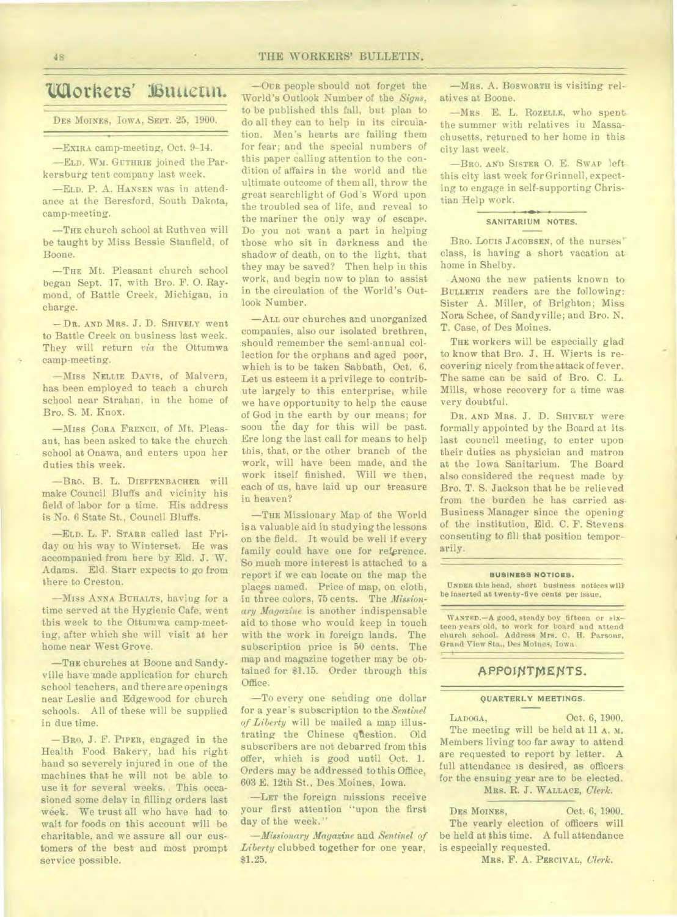# Workers' Bulletin.

DES MOINES, IOWA, SEPT. 25, 1900.

—EXTRA camp-meeting, Oct. 9-14.

—ELD. WM. GUTHRIE joined the Parkersburg tent company last week.

—ELD. P. A. HANSEN was in attendance at the Beresford, South Dakota, camp-meeting.

—THE church school at Ruthven will be taught by Miss Bessie Stanfield, of Boone.

—THE Mt. Pleasant church school began Sept. 17, with Bro. F. O. Raymond, of Battle Creek, Michigan, in charge.

—DR. AND MRS. J. D. SHIVELY went to Battle Creek on business last week. They will return *via* the Ottumwa camp-meeting.

—MISS NELLIE DAVIS, of Malvern, has been employed to teach a church school near Strahan, in the home of Bro. S. M. Knox.

—MISS CORA FRENCH, of Mt. Pleasant, has been asked to take the church school at Onawa, and enters upon her duties this week.

—BRO. B. L. DIEFFENBACHER will make Council Bluffs and vicinity his field of labor for a time. His address is No. 6 State St., Council Bluffs.

—ELD. L. F. STARR called last Friday on his way to Winterset. He was accompanied from here by Eld. J. W. Adams. Eld. Starr expects to go from there to Creston.

—MISS ANNA BUHALTS, having for a time served at the Hygienic Cafe, went this week to the Ottumwa camp-meeting, after which she will visit at her home near West Grove.

—THE churches at Boone and Sandyville have made application for church school teachers, and there are openings near Leslie and Edgewood for church schools. All of these will be supplied in due time.

—BRO. J. F. PIPER, engaged in the Health Food Bakery, had his right hand so severely injured in one of the machines that he will not be able to use it for several weeks. This occasioned some delay in filling orders last week. We trust all who have had to wait for foods on this account will be charitable, and we assure all our customers of the best and most prompt service possible.

—OUR people should not forget the World's Outlook Number of the *Signs*, to be published this fall, but plan to do all they can to help in its circulation. Men's hearts are failing them for fear; and the special numbers of this paper calling attention to the condition of affairs in the world and the ultimate outcome of them all, throw the great searchlight of God's Word upon the troubled sea of life, and reveal to the mariner the only way of escape. Do you not want a part in helping those who sit in darkness and the shadow of death, on to the light, that they may be saved? Then help in this work, and begin now to plan to assist in the circulation of the World's Outlook Number.

—ALL our churches and unorganized companies, also our isolated brethren, should remember the semi-annual collection for the orphans and aged poor, which is to be taken Sabbath, Oct. 6. Let us esteem it a privilege to contribute largely to this enterprise, while we have opportunity to help the cause of God in the earth by our means; for soon the day for this will be past. Ere long the last call for means to help this, that, or the other branch of the work, will have been made, and the work itself finished. Will we then, each of us, have laid up our treasure in heaven?

—THE Missionary Map of the World is a valuable aid in studying the lessons on the field. It would be well if every family could have one for reference. So much more interest is attached to a report if we can locate on the map the places named. Price of map, on cloth, in three colors, 75 cents. The *Missionary Magazine* is another indispensable aid to those who would keep in touch with the work in foreign lands. The subscription price is 50 cents. The map and magazine together may be obtained for $1.15. Order through this Office.

—To every one sending one dollar for a year's subscription to the *Sentinel of Liberty* will be mailed a map illustrating the Chinese question. Old subscribers are not debarred from this offer, which is good until Oct. 1. Orders may be addressed to this Office, 603 E. 12th St., Des Moines, Iowa.

—LET the foreign missions receive your first attention "upon the first day of the week."

—*Missionary Magazine* and *Sentinel of Liberty* clubbed together for one year, $1.25.

—MRS. A. BOSWORTH is visiting relatives at Boone.

—MRS. E. L. ROZELLE, who spent the summer with relatives in Massachusetts, returned to her home in this city last week.

—BRO. AND SISTER O. E. SWAP left this city last week for Grinnell, expecting to engage in self-supporting Christian Help work.

### SANITARIUM NOTES.

BRO. LOUIS JACOBSEN, of the nurses' class, is having a short vacation at home in Shelby.

AMONG the new patients known to BULLETIN readers are the following: Sister A. Miller, of Brighton; Miss Nora Schee, of Sandyville; and Bro. N. T. Case, of Des Moines.

THE workers will be especially glad to know that Bro. J. H. Wierts is recovering nicely from the attack of fever. The same can be said of Bro. C. L. Mills, whose recovery for a time was very doubtful.

DR. AND MRS. J. D. SHIVELY were formally appointed by the Board at its last council meeting, to enter upon their duties as physician and matron at the Iowa Sanitarium. The Board also considered the request made by Bro. T. S. Jackson that he be relieved from the burden he has carried as Business Manager since the opening of the institution, Eld. C. F. Stevens consenting to fill that position temporarily.

### BUSINESS NOTICES.

UNDER this head, short business notices will be inserted at twenty-five cents per issue.

WANTED.—A good, steady boy fifteen or sixteen years old, to work for board and attend church school. Address Mrs. C. H. Parsons, Grand View Sta., Des Moines, Iowa.

## APPOINTMENTS.

### QUARTERLY MEETINGS.

LADOGA, Oct. 6, 1900.

The meeting will be held at 11 A. M. Members living too far away to attend are requested to report by letter. A full attendance is desired, as officers for the ensuing year are to be elected.

MRS. R. J. WALLACE, *Clerk.*

DES MOINES, Oct. 6, 1900.

The yearly election of officers will be held at this time. A full attendance is especially requested.

MRS. F. A. PERCIVAL, *Clerk.*